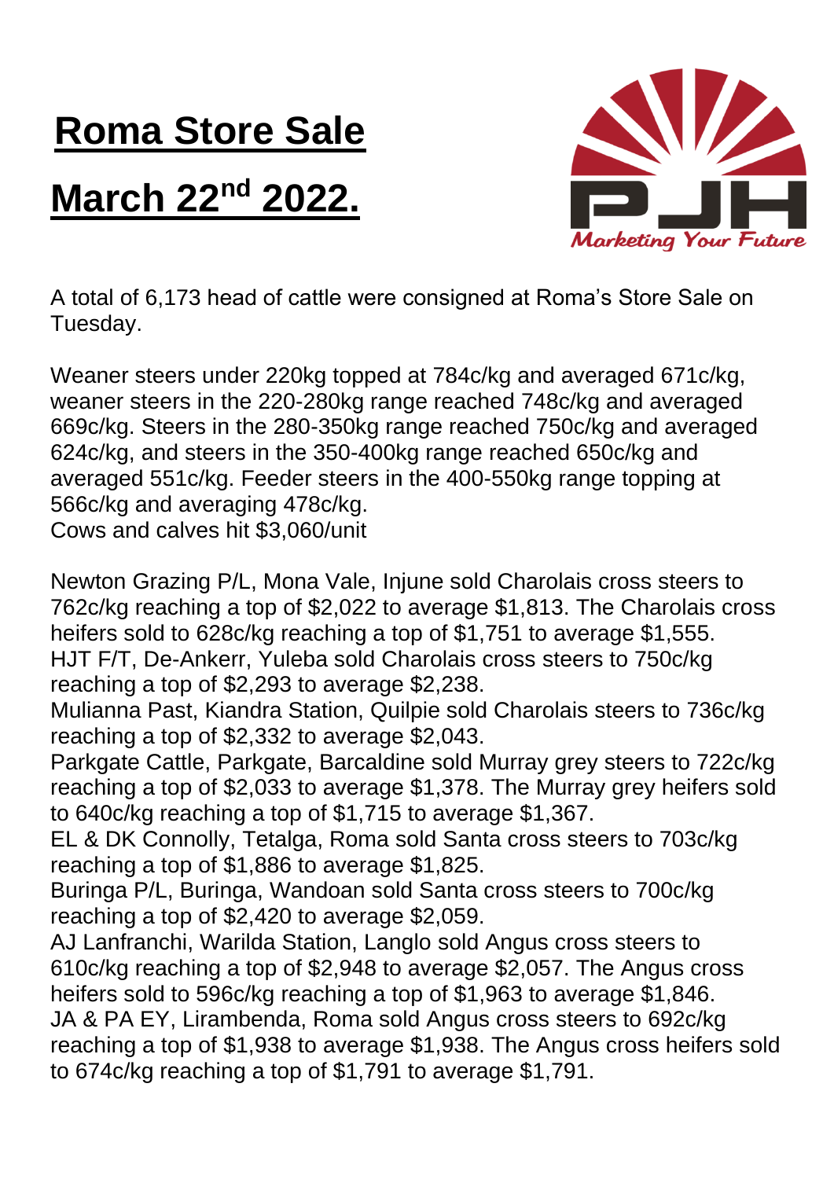# Roma Store Sale

# March 22nd 2022.

PJH

*Marketing Your Future*

A total of 6,173 head of cattle were consigned at Roma's Store Sale on Tuesday.

Weaner steers under 220kg topped at 784c/kg and averaged 671c/kg, weaner steers in the 220-280kg range reached 748c/kg and averaged 669c/kg. Steers in the 280-350kg range reached 750c/kg and averaged 624c/kg, and steers in the 350-400kg range reached 650c/kg and averaged 551c/kg. Feeder steers in the 400-550kg range topping at 566c/kg and averaging 478c/kg.
Cows and calves hit $3,060/unit

Newton Grazing P/L, Mona Vale, Injune sold Charolais cross steers to 762c/kg reaching a top of $2,022 to average $1,813. The Charolais cross heifers sold to 628c/kg reaching a top of $1,751 to average $1,555.
HJT F/T, De-Ankerr, Yuleba sold Charolais cross steers to 750c/kg reaching a top of $2,293 to average $2,238.
Mulianna Past, Kiandra Station, Quilpie sold Charolais steers to 736c/kg reaching a top of $2,332 to average $2,043.
Parkgate Cattle, Parkgate, Barcaldine sold Murray grey steers to 722c/kg reaching a top of $2,033 to average $1,378. The Murray grey heifers sold to 640c/kg reaching a top of $1,715 to average $1,367.
EL & DK Connolly, Tetalga, Roma sold Santa cross steers to 703c/kg reaching a top of $1,886 to average $1,825.
Buringa P/L, Buringa, Wandoan sold Santa cross steers to 700c/kg reaching a top of $2,420 to average $2,059.
AJ Lanfranchi, Warilda Station, Langlo sold Angus cross steers to 610c/kg reaching a top of $2,948 to average $2,057. The Angus cross heifers sold to 596c/kg reaching a top of $1,963 to average $1,846.
JA & PA EY, Lirambenda, Roma sold Angus cross steers to 692c/kg reaching a top of $1,938 to average $1,938. The Angus cross heifers sold to 674c/kg reaching a top of $1,791 to average $1,791.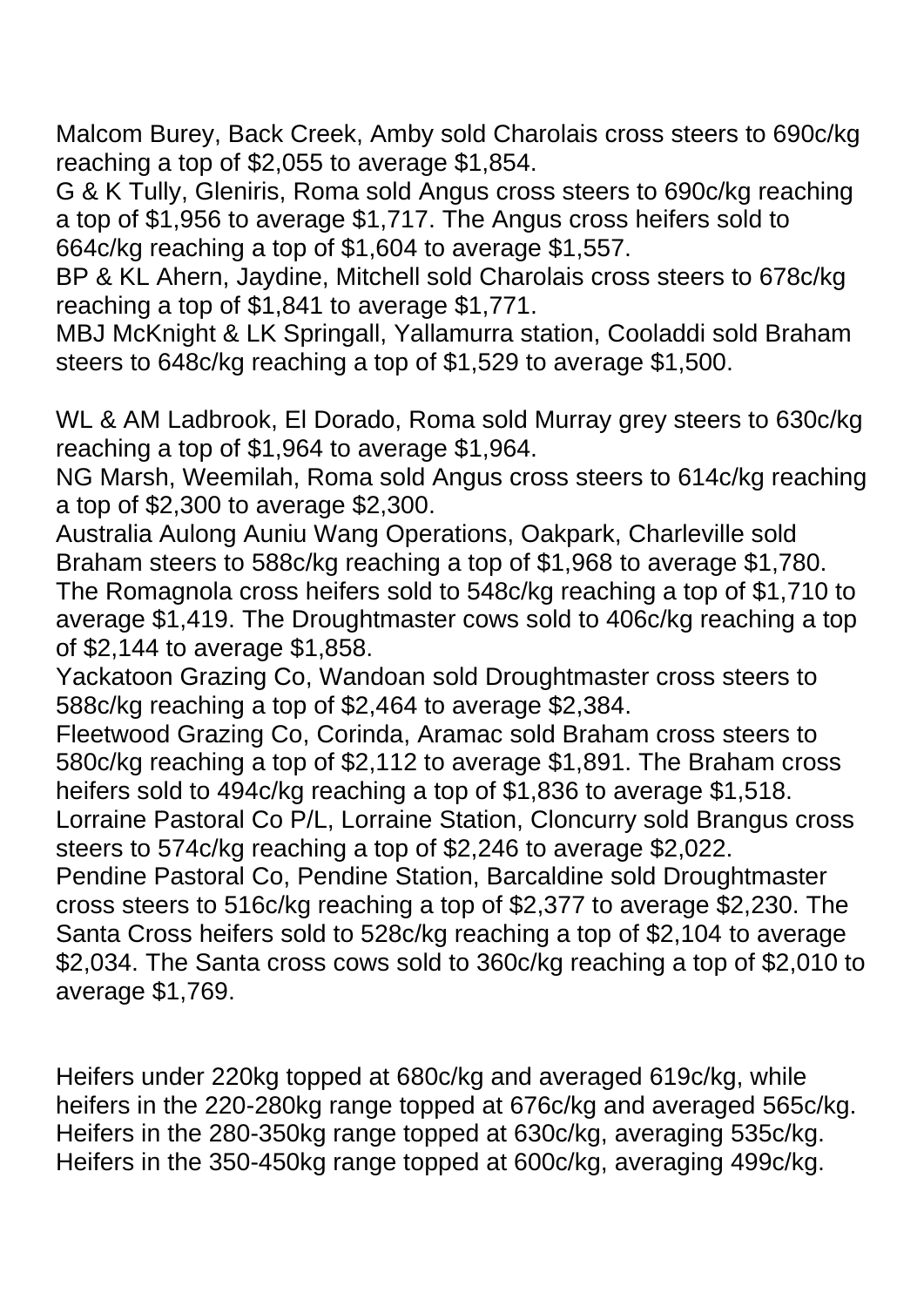Malcom Burey, Back Creek, Amby sold Charolais cross steers to 690c/kg reaching a top of $2,055 to average $1,854.
G & K Tully, Gleniris, Roma sold Angus cross steers to 690c/kg reaching a top of $1,956 to average $1,717. The Angus cross heifers sold to 664c/kg reaching a top of $1,604 to average $1,557.
BP & KL Ahern, Jaydine, Mitchell sold Charolais cross steers to 678c/kg reaching a top of $1,841 to average $1,771.
MBJ McKnight & LK Springall, Yallamurra station, Cooladdi sold Braham steers to 648c/kg reaching a top of $1,529 to average $1,500.

WL & AM Ladbrook, El Dorado, Roma sold Murray grey steers to 630c/kg reaching a top of $1,964 to average $1,964.
NG Marsh, Weemilah, Roma sold Angus cross steers to 614c/kg reaching a top of $2,300 to average $2,300.
Australia Aulong Auniu Wang Operations, Oakpark, Charleville sold Braham steers to 588c/kg reaching a top of $1,968 to average $1,780. The Romagnola cross heifers sold to 548c/kg reaching a top of $1,710 to average $1,419. The Droughtmaster cows sold to 406c/kg reaching a top of $2,144 to average $1,858.
Yackatoon Grazing Co, Wandoan sold Droughtmaster cross steers to 588c/kg reaching a top of $2,464 to average $2,384.
Fleetwood Grazing Co, Corinda, Aramac sold Braham cross steers to 580c/kg reaching a top of $2,112 to average $1,891. The Braham cross heifers sold to 494c/kg reaching a top of $1,836 to average $1,518.
Lorraine Pastoral Co P/L, Lorraine Station, Cloncurry sold Brangus cross steers to 574c/kg reaching a top of $2,246 to average $2,022.
Pendine Pastoral Co, Pendine Station, Barcaldine sold Droughtmaster cross steers to 516c/kg reaching a top of $2,377 to average $2,230. The Santa Cross heifers sold to 528c/kg reaching a top of $2,104 to average $2,034. The Santa cross cows sold to 360c/kg reaching a top of $2,010 to average $1,769.

Heifers under 220kg topped at 680c/kg and averaged 619c/kg, while heifers in the 220-280kg range topped at 676c/kg and averaged 565c/kg. Heifers in the 280-350kg range topped at 630c/kg, averaging 535c/kg. Heifers in the 350-450kg range topped at 600c/kg, averaging 499c/kg.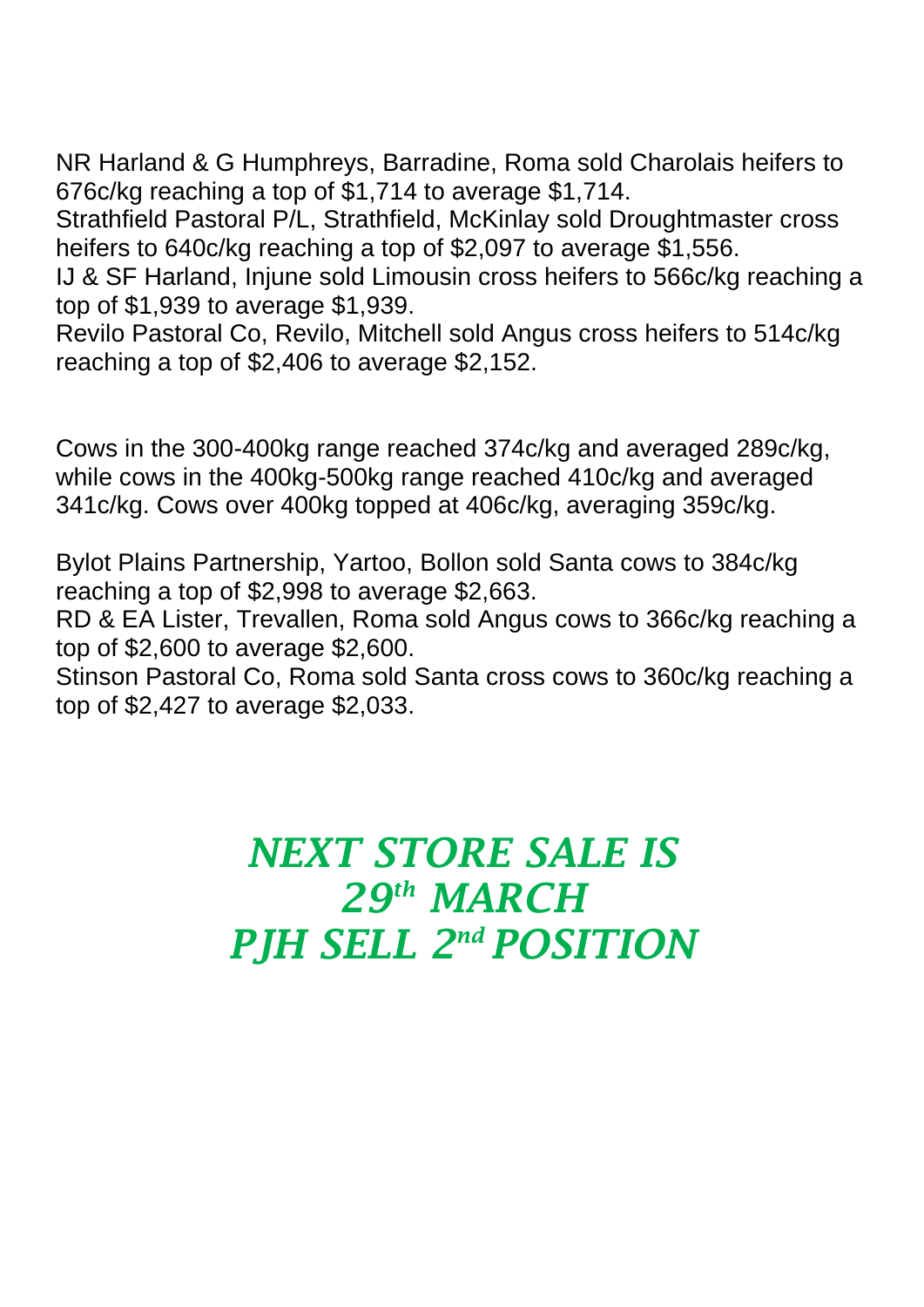NR Harland & G Humphreys, Barradine, Roma sold Charolais heifers to 676c/kg reaching a top of $1,714 to average $1,714.
Strathfield Pastoral P/L, Strathfield, McKinlay sold Droughtmaster cross heifers to 640c/kg reaching a top of $2,097 to average $1,556.
IJ & SF Harland, Injune sold Limousin cross heifers to 566c/kg reaching a top of $1,939 to average $1,939.
Revilo Pastoral Co, Revilo, Mitchell sold Angus cross heifers to 514c/kg reaching a top of $2,406 to average $2,152.

Cows in the 300-400kg range reached 374c/kg and averaged 289c/kg, while cows in the 400kg-500kg range reached 410c/kg and averaged 341c/kg. Cows over 400kg topped at 406c/kg, averaging 359c/kg.

Bylot Plains Partnership, Yartoo, Bollon sold Santa cows to 384c/kg reaching a top of $2,998 to average $2,663.
RD & EA Lister, Trevallen, Roma sold Angus cows to 366c/kg reaching a top of $2,600 to average $2,600.
Stinson Pastoral Co, Roma sold Santa cross cows to 360c/kg reaching a top of $2,427 to average $2,033.

***NEXT STORE SALE IS***
***29th MARCH***
***PJH SELL 2nd POSITION***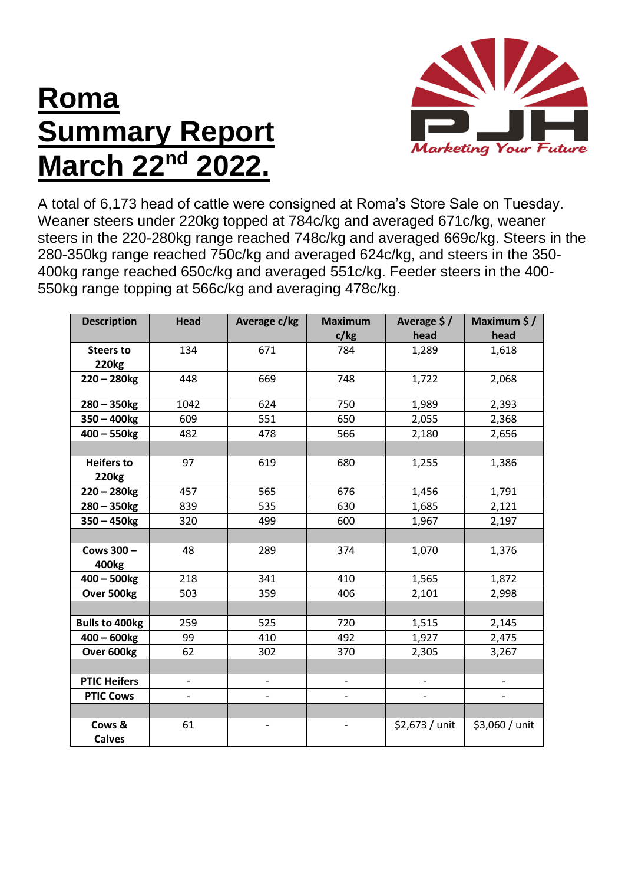# Roma Summary Report March 22nd 2022.

PJH
*Marketing Your Future*

A total of 6,173 head of cattle were consigned at Roma's Store Sale on Tuesday. Weaner steers under 220kg topped at 784c/kg and averaged 671c/kg, weaner steers in the 220-280kg range reached 748c/kg and averaged 669c/kg. Steers in the 280-350kg range reached 750c/kg and averaged 624c/kg, and steers in the 350-400kg range reached 650c/kg and averaged 551c/kg. Feeder steers in the 400-550kg range topping at 566c/kg and averaging 478c/kg.

| Description | Head | Average c/kg | Maximum c/kg | Average $ / head | Maximum $ / head |
|---|---|---|---|---|---|
| **Steers to 220kg** | 134 | 671 | 784 | 1,289 | 1,618 |
| **220 – 280kg** | 448 | 669 | 748 | 1,722 | 2,068 |
| **280 – 350kg** | 1042 | 624 | 750 | 1,989 | 2,393 |
| **350 – 400kg** | 609 | 551 | 650 | 2,055 | 2,368 |
| **400 – 550kg** | 482 | 478 | 566 | 2,180 | 2,656 |
| | | | | | |
| **Heifers to 220kg** | 97 | 619 | 680 | 1,255 | 1,386 |
| **220 – 280kg** | 457 | 565 | 676 | 1,456 | 1,791 |
| **280 – 350kg** | 839 | 535 | 630 | 1,685 | 2,121 |
| **350 – 450kg** | 320 | 499 | 600 | 1,967 | 2,197 |
| | | | | | |
| **Cows 300 – 400kg** | 48 | 289 | 374 | 1,070 | 1,376 |
| **400 – 500kg** | 218 | 341 | 410 | 1,565 | 1,872 |
| **Over 500kg** | 503 | 359 | 406 | 2,101 | 2,998 |
| | | | | | |
| **Bulls to 400kg** | 259 | 525 | 720 | 1,515 | 2,145 |
| **400 – 600kg** | 99 | 410 | 492 | 1,927 | 2,475 |
| **Over 600kg** | 62 | 302 | 370 | 2,305 | 3,267 |
| | | | | | |
| **PTIC Heifers** | - | - | - | - | - |
| **PTIC Cows** | - | - | - | - | - |
| | | | | | |
| **Cows & Calves** | 61 | - | - | $2,673 / unit | $3,060 / unit |